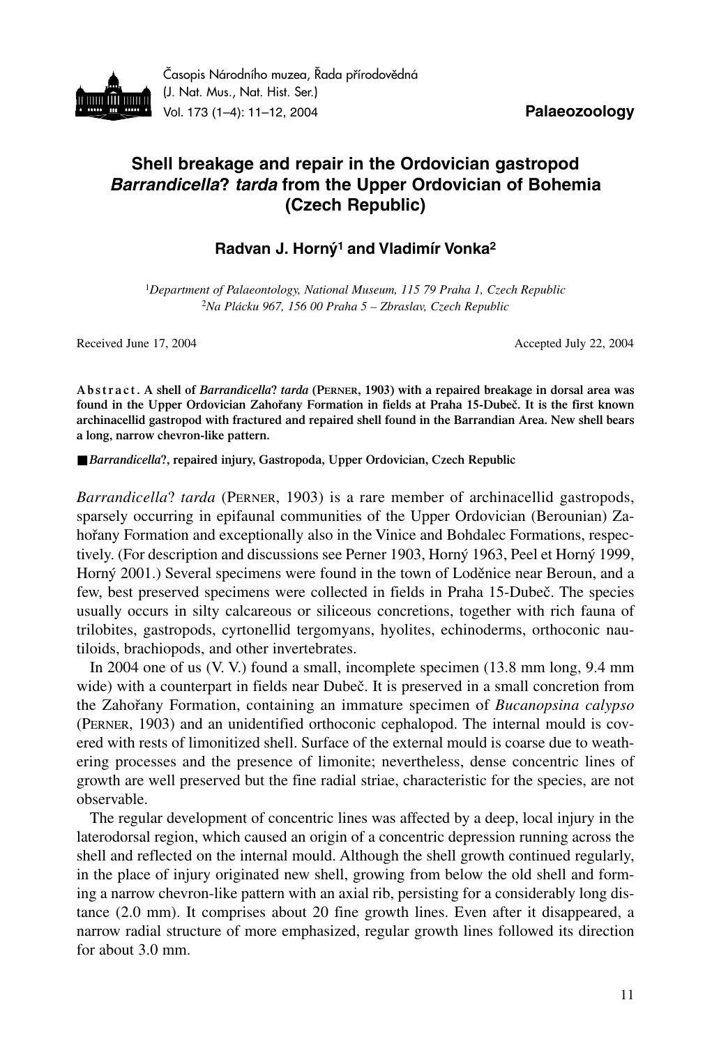Palaeozoology

# Shell breakage and repair in the Ordovician gastropod *Barrandicella*? *tarda* from the Upper Ordovician of Bohemia (Czech Republic)

**Radvan J. Horný[1] and Vladimír Vonka[2]**

[1]*Department of Palaeontology, National Museum, 115 79 Praha 1, Czech Republic*
[2]*Na Plácku 967, 156 00 Praha 5 – Zbraslav, Czech Republic*

Received June 17, 2004 Accepted July 22, 2004

**Abstract. A shell of *Barrandicella*? *tarda* (PERNER, 1903) with a repaired breakage in dorsal area was found in the Upper Ordovician Zahořany Formation in fields at Praha 15-Dubeč. It is the first known archinacellid gastropod with fractured and repaired shell found in the Barrandian Area. New shell bears a long, narrow chevron-like pattern.**

■ ***Barrandicella*?, repaired injury, Gastropoda, Upper Ordovician, Czech Republic**

*Barrandicella*? *tarda* (PERNER, 1903) is a rare member of archinacellid gastropods, sparsely occurring in epifaunal communities of the Upper Ordovician (Berounian) Zahořany Formation and exceptionally also in the Vinice and Bohdalec Formations, respectively. (For description and discussions see Perner 1903, Horný 1963, Peel et Horný 1999, Horný 2001.) Several specimens were found in the town of Loděnice near Beroun, and a few, best preserved specimens were collected in fields in Praha 15-Dubeč. The species usually occurs in silty calcareous or siliceous concretions, together with rich fauna of trilobites, gastropods, cyrtonellid tergomyans, hyolites, echinoderms, orthoconic nautiloids, brachiopods, and other invertebrates.

In 2004 one of us (V. V.) found a small, incomplete specimen (13.8 mm long, 9.4 mm wide) with a counterpart in fields near Dubeč. It is preserved in a small concretion from the Zahořany Formation, containing an immature specimen of *Bucanopsina calypso* (PERNER, 1903) and an unidentified orthoconic cephalopod. The internal mould is covered with rests of limonitized shell. Surface of the external mould is coarse due to weathering processes and the presence of limonite; nevertheless, dense concentric lines of growth are well preserved but the fine radial striae, characteristic for the species, are not observable.

The regular development of concentric lines was affected by a deep, local injury in the laterodorsal region, which caused an origin of a concentric depression running across the shell and reflected on the internal mould. Although the shell growth continued regularly, in the place of injury originated new shell, growing from below the old shell and forming a narrow chevron-like pattern with an axial rib, persisting for a considerably long distance (2.0 mm). It comprises about 20 fine growth lines. Even after it disappeared, a narrow radial structure of more emphasized, regular growth lines followed its direction for about 3.0 mm.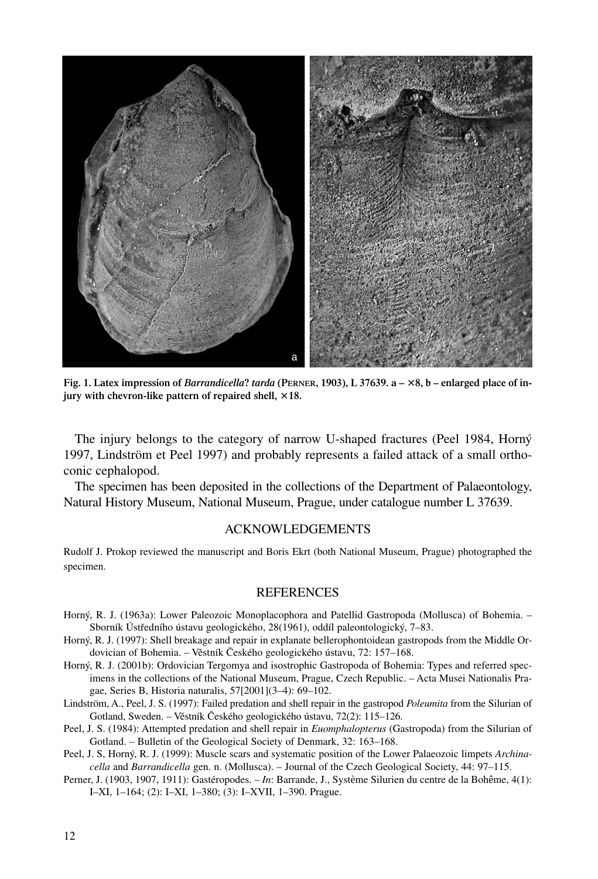**Fig. 1. Latex impression of *Barrandicella*? *tarda* (PERNER, 1903), L 37639. a – ×8, b – enlarged place of injury with chevron-like pattern of repaired shell, ×18.**

The injury belongs to the category of narrow U-shaped fractures (Peel 1984, Horný 1997, Lindström et Peel 1997) and probably represents a failed attack of a small orthoconic cephalopod.

The specimen has been deposited in the collections of the Department of Palaeontology, Natural History Museum, National Museum, Prague, under catalogue number L 37639.

## ACKNOWLEDGEMENTS

Rudolf J. Prokop reviewed the manuscript and Boris Ekrt (both National Museum, Prague) photographed the specimen.

## REFERENCES

Horný, R. J. (1963a): Lower Paleozoic Monoplacophora and Patellid Gastropoda (Mollusca) of Bohemia. – Sborník Ústředního ústavu geologického, 28(1961), oddíl paleontologický, 7–83.

Horný, R. J. (1997): Shell breakage and repair in explanate bellerophontoidean gastropods from the Middle Ordovician of Bohemia. – Věstník Českého geologického ústavu, 72: 157–168.

Horný, R. J. (2001b): Ordovician Tergomya and isostrophic Gastropoda of Bohemia: Types and referred specimens in the collections of the National Museum, Prague, Czech Republic. – Acta Musei Nationalis Pragae, Series B, Historia naturalis, 57[2001](3–4): 69–102.

Lindström, A., Peel, J. S. (1997): Failed predation and shell repair in the gastropod *Poleumita* from the Silurian of Gotland, Sweden. – Věstník Českého geologického ústavu, 72(2): 115–126.

Peel, J. S. (1984): Attempted predation and shell repair in *Euomphalopterus* (Gastropoda) from the Silurian of Gotland. – Bulletin of the Geological Society of Denmark, 32: 163–168.

Peel, J. S, Horný, R. J. (1999): Muscle scars and systematic position of the Lower Palaeozoic limpets *Archinacella* and *Barrandicella* gen. n. (Mollusca). – Journal of the Czech Geological Society, 44: 97–115.

Perner, J. (1903, 1907, 1911): Gastéropodes. – *In*: Barrande, J., Système Silurien du centre de la Bohême, 4(1): I–XI, 1–164; (2): I–XI, 1–380; (3): I–XVII, 1–390. Prague.